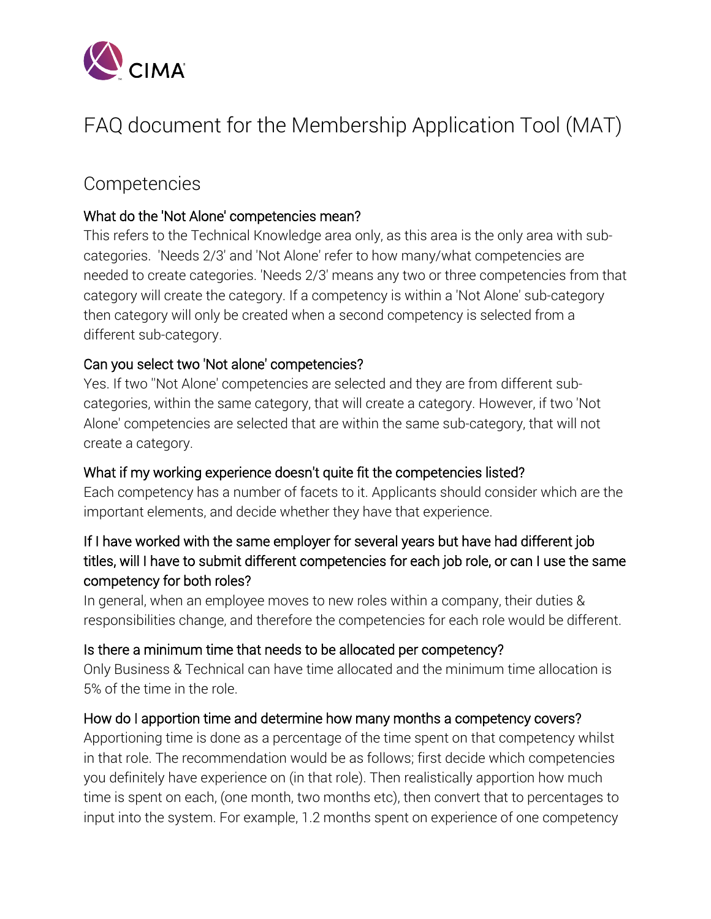# FAQ document for the Membership Application Tool (MAT)

## Competencies

### What do the 'Not Alone' competencies mean?

This refers to the Technical Knowledge area only, as this area is the only area with sub-categories. 'Needs 2/3' and 'Not Alone' refer to how many/what competencies are needed to create categories. 'Needs 2/3' means any two or three competencies from that category will create the category. If a competency is within a 'Not Alone' sub-category then category will only be created when a second competency is selected from a different sub-category.

### Can you select two 'Not alone' competencies?

Yes. If two ''Not Alone' competencies are selected and they are from different sub-categories, within the same category, that will create a category. However, if two 'Not Alone' competencies are selected that are within the same sub-category, that will not create a category.

### What if my working experience doesn't quite fit the competencies listed?

Each competency has a number of facets to it. Applicants should consider which are the important elements, and decide whether they have that experience.

### If I have worked with the same employer for several years but have had different job titles, will I have to submit different competencies for each job role, or can I use the same competency for both roles?

In general, when an employee moves to new roles within a company, their duties & responsibilities change, and therefore the competencies for each role would be different.

### Is there a minimum time that needs to be allocated per competency?

Only Business & Technical can have time allocated and the minimum time allocation is 5% of the time in the role.

### How do I apportion time and determine how many months a competency covers?

Apportioning time is done as a percentage of the time spent on that competency whilst in that role. The recommendation would be as follows; first decide which competencies you definitely have experience on (in that role). Then realistically apportion how much time is spent on each, (one month, two months etc), then convert that to percentages to input into the system. For example, 1.2 months spent on experience of one competency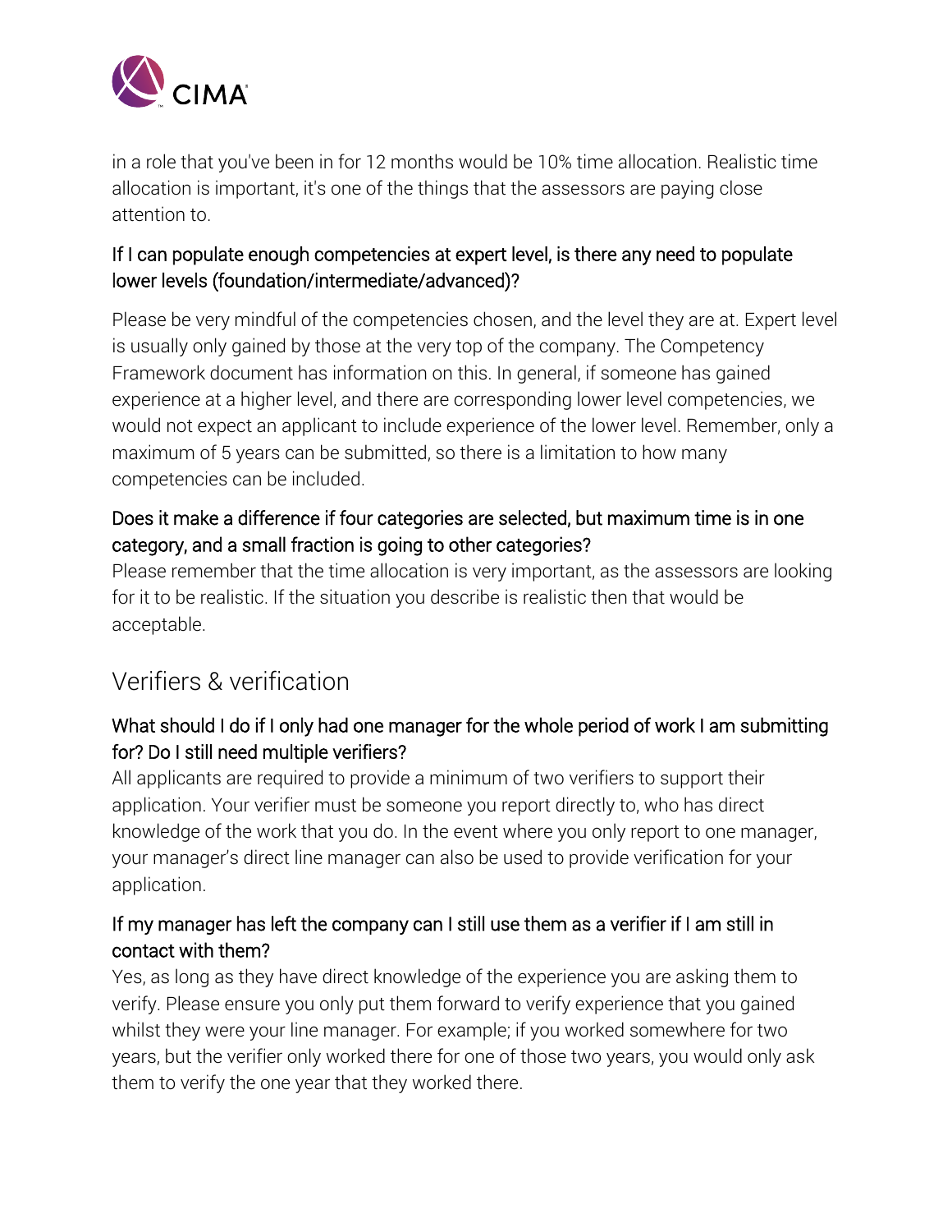in a role that you've been in for 12 months would be 10% time allocation. Realistic time allocation is important, it's one of the things that the assessors are paying close attention to.

### If I can populate enough competencies at expert level, is there any need to populate lower levels (foundation/intermediate/advanced)?

Please be very mindful of the competencies chosen, and the level they are at. Expert level is usually only gained by those at the very top of the company. The Competency Framework document has information on this. In general, if someone has gained experience at a higher level, and there are corresponding lower level competencies, we would not expect an applicant to include experience of the lower level. Remember, only a maximum of 5 years can be submitted, so there is a limitation to how many competencies can be included.

### Does it make a difference if four categories are selected, but maximum time is in one category, and a small fraction is going to other categories?

Please remember that the time allocation is very important, as the assessors are looking for it to be realistic. If the situation you describe is realistic then that would be acceptable.

## Verifiers & verification

### What should I do if I only had one manager for the whole period of work I am submitting for? Do I still need multiple verifiers?

All applicants are required to provide a minimum of two verifiers to support their application. Your verifier must be someone you report directly to, who has direct knowledge of the work that you do. In the event where you only report to one manager, your manager's direct line manager can also be used to provide verification for your application.

### If my manager has left the company can I still use them as a verifier if I am still in contact with them?

Yes, as long as they have direct knowledge of the experience you are asking them to verify. Please ensure you only put them forward to verify experience that you gained whilst they were your line manager. For example; if you worked somewhere for two years, but the verifier only worked there for one of those two years, you would only ask them to verify the one year that they worked there.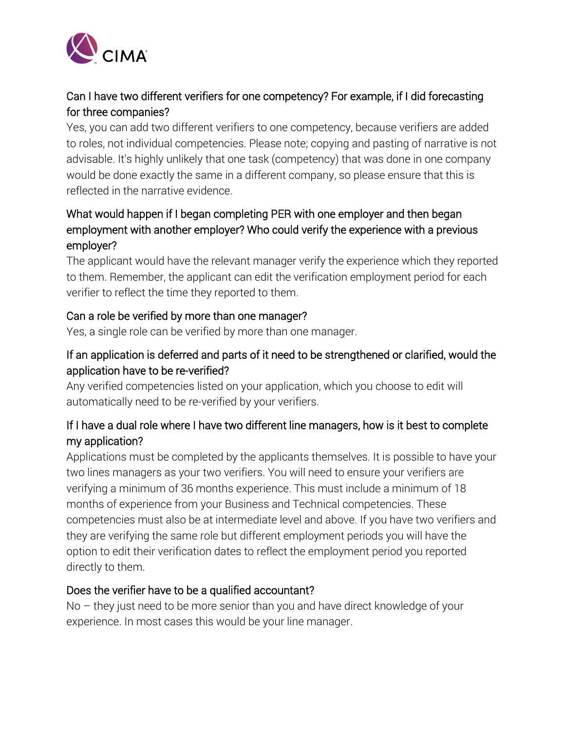### Can I have two different verifiers for one competency? For example, if I did forecasting for three companies?

Yes, you can add two different verifiers to one competency, because verifiers are added to roles, not individual competencies. Please note; copying and pasting of narrative is not advisable. It's highly unlikely that one task (competency) that was done in one company would be done exactly the same in a different company, so please ensure that this is reflected in the narrative evidence.

### What would happen if I began completing PER with one employer and then began employment with another employer? Who could verify the experience with a previous employer?

The applicant would have the relevant manager verify the experience which they reported to them. Remember, the applicant can edit the verification employment period for each verifier to reflect the time they reported to them.

### Can a role be verified by more than one manager?

Yes, a single role can be verified by more than one manager.

### If an application is deferred and parts of it need to be strengthened or clarified, would the application have to be re-verified?

Any verified competencies listed on your application, which you choose to edit will automatically need to be re-verified by your verifiers.

### If I have a dual role where I have two different line managers, how is it best to complete my application?

Applications must be completed by the applicants themselves. It is possible to have your two lines managers as your two verifiers. You will need to ensure your verifiers are verifying a minimum of 36 months experience. This must include a minimum of 18 months of experience from your Business and Technical competencies. These competencies must also be at intermediate level and above. If you have two verifiers and they are verifying the same role but different employment periods you will have the option to edit their verification dates to reflect the employment period you reported directly to them.

### Does the verifier have to be a qualified accountant?

No – they just need to be more senior than you and have direct knowledge of your experience. In most cases this would be your line manager.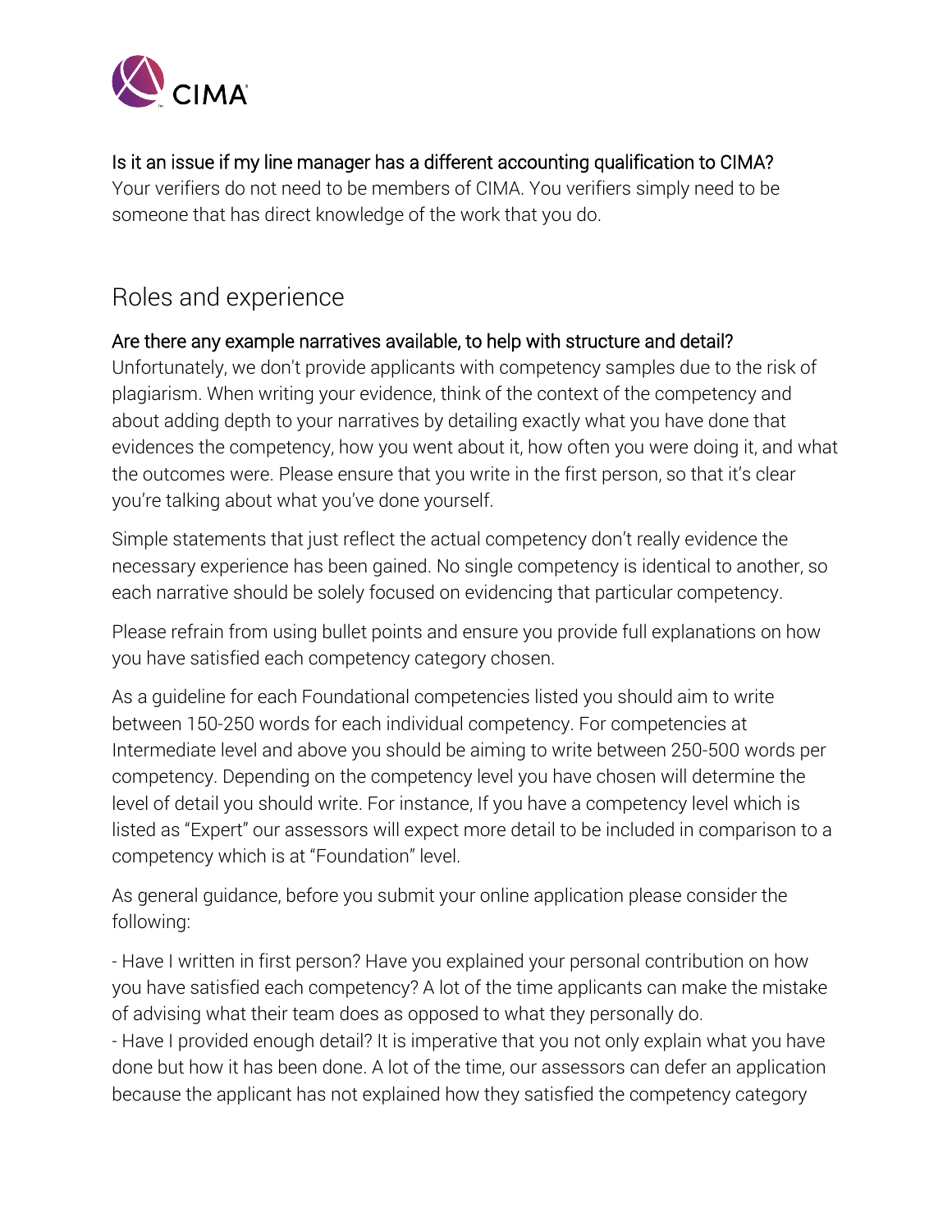### Is it an issue if my line manager has a different accounting qualification to CIMA?

Your verifiers do not need to be members of CIMA. You verifiers simply need to be someone that has direct knowledge of the work that you do.

## Roles and experience

### Are there any example narratives available, to help with structure and detail?

Unfortunately, we don't provide applicants with competency samples due to the risk of plagiarism. When writing your evidence, think of the context of the competency and about adding depth to your narratives by detailing exactly what you have done that evidences the competency, how you went about it, how often you were doing it, and what the outcomes were. Please ensure that you write in the first person, so that it's clear you're talking about what you've done yourself.

Simple statements that just reflect the actual competency don't really evidence the necessary experience has been gained. No single competency is identical to another, so each narrative should be solely focused on evidencing that particular competency.

Please refrain from using bullet points and ensure you provide full explanations on how you have satisfied each competency category chosen.

As a guideline for each Foundational competencies listed you should aim to write between 150-250 words for each individual competency. For competencies at Intermediate level and above you should be aiming to write between 250-500 words per competency. Depending on the competency level you have chosen will determine the level of detail you should write. For instance, If you have a competency level which is listed as "Expert" our assessors will expect more detail to be included in comparison to a competency which is at "Foundation" level.

As general guidance, before you submit your online application please consider the following:

- Have I written in first person? Have you explained your personal contribution on how you have satisfied each competency? A lot of the time applicants can make the mistake of advising what their team does as opposed to what they personally do.
- Have I provided enough detail? It is imperative that you not only explain what you have done but how it has been done. A lot of the time, our assessors can defer an application because the applicant has not explained how they satisfied the competency category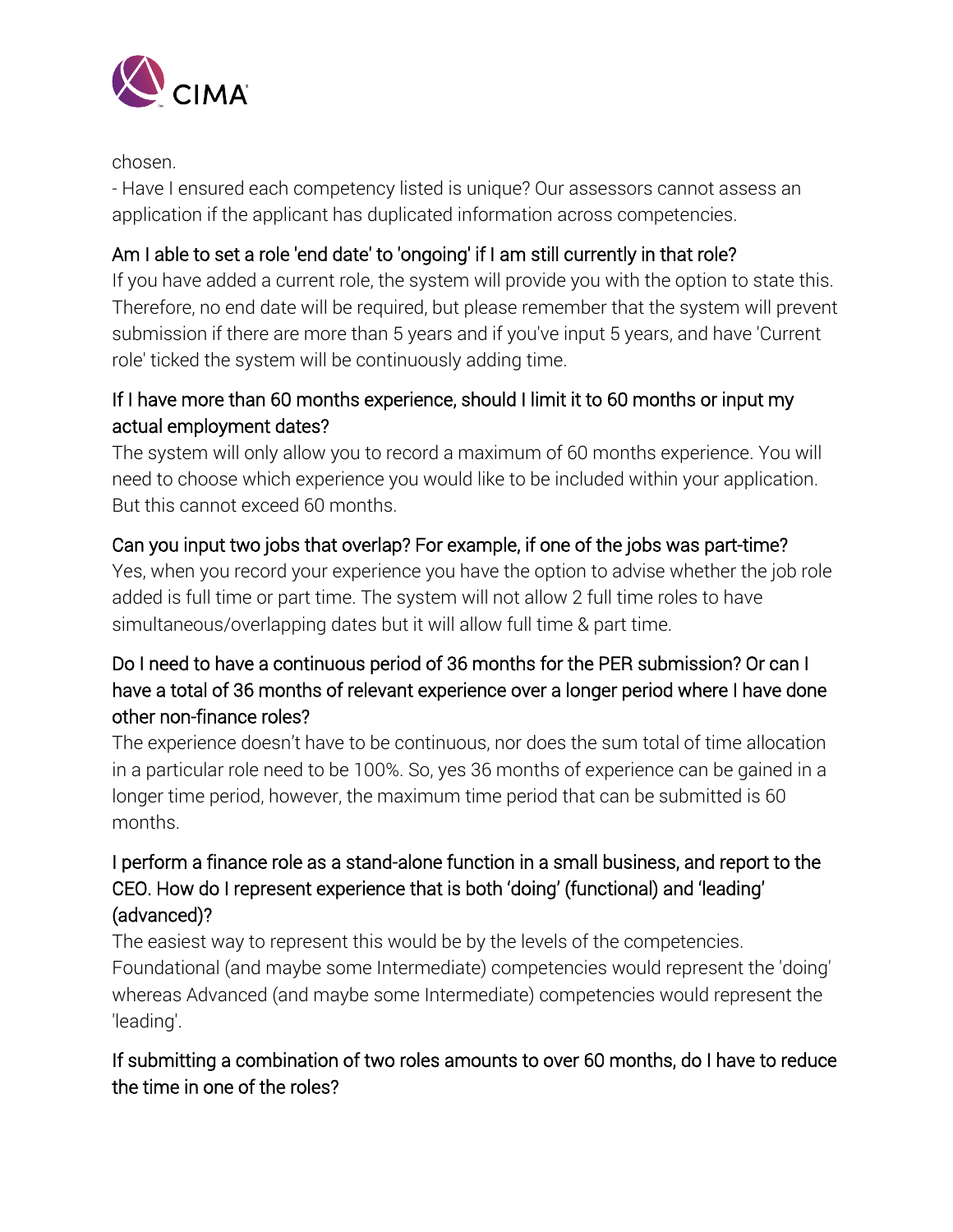chosen.

- Have I ensured each competency listed is unique? Our assessors cannot assess an application if the applicant has duplicated information across competencies.

### Am I able to set a role 'end date' to 'ongoing' if I am still currently in that role?

If you have added a current role, the system will provide you with the option to state this. Therefore, no end date will be required, but please remember that the system will prevent submission if there are more than 5 years and if you've input 5 years, and have 'Current role' ticked the system will be continuously adding time.

### If I have more than 60 months experience, should I limit it to 60 months or input my actual employment dates?

The system will only allow you to record a maximum of 60 months experience. You will need to choose which experience you would like to be included within your application. But this cannot exceed 60 months.

### Can you input two jobs that overlap? For example, if one of the jobs was part-time?

Yes, when you record your experience you have the option to advise whether the job role added is full time or part time. The system will not allow 2 full time roles to have simultaneous/overlapping dates but it will allow full time & part time.

### Do I need to have a continuous period of 36 months for the PER submission? Or can I have a total of 36 months of relevant experience over a longer period where I have done other non-finance roles?

The experience doesn't have to be continuous, nor does the sum total of time allocation in a particular role need to be 100%. So, yes 36 months of experience can be gained in a longer time period, however, the maximum time period that can be submitted is 60 months.

### I perform a finance role as a stand-alone function in a small business, and report to the CEO. How do I represent experience that is both 'doing' (functional) and 'leading' (advanced)?

The easiest way to represent this would be by the levels of the competencies. Foundational (and maybe some Intermediate) competencies would represent the 'doing' whereas Advanced (and maybe some Intermediate) competencies would represent the 'leading'.

### If submitting a combination of two roles amounts to over 60 months, do I have to reduce the time in one of the roles?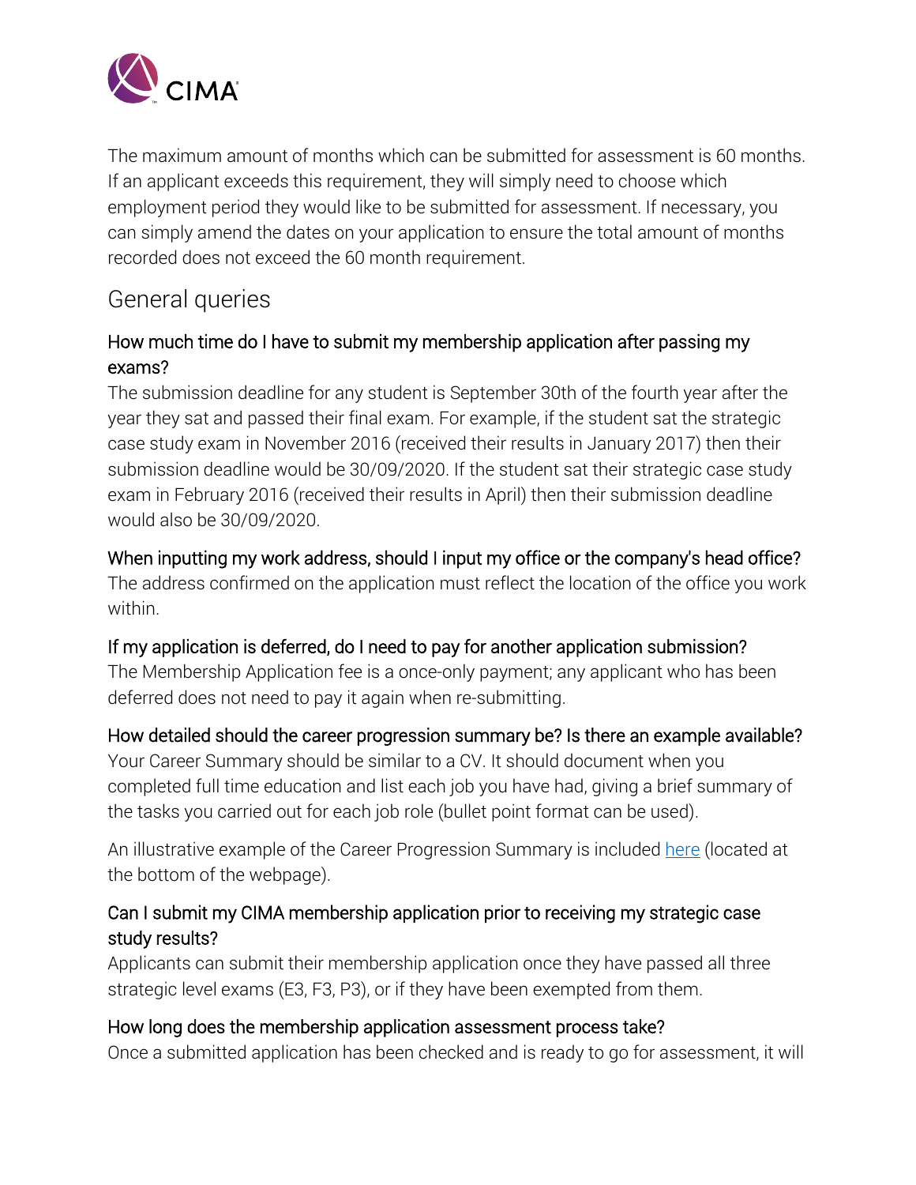The maximum amount of months which can be submitted for assessment is 60 months. If an applicant exceeds this requirement, they will simply need to choose which employment period they would like to be submitted for assessment. If necessary, you can simply amend the dates on your application to ensure the total amount of months recorded does not exceed the 60 month requirement.

## General queries

### How much time do I have to submit my membership application after passing my exams?

The submission deadline for any student is September 30th of the fourth year after the year they sat and passed their final exam. For example, if the student sat the strategic case study exam in November 2016 (received their results in January 2017) then their submission deadline would be 30/09/2020. If the student sat their strategic case study exam in February 2016 (received their results in April) then their submission deadline would also be 30/09/2020.

### When inputting my work address, should I input my office or the company's head office?

The address confirmed on the application must reflect the location of the office you work within.

### If my application is deferred, do I need to pay for another application submission?

The Membership Application fee is a once-only payment; any applicant who has been deferred does not need to pay it again when re-submitting.

### How detailed should the career progression summary be? Is there an example available?

Your Career Summary should be similar to a CV. It should document when you completed full time education and list each job you have had, giving a brief summary of the tasks you carried out for each job role (bullet point format can be used).

An illustrative example of the Career Progression Summary is included here (located at the bottom of the webpage).

### Can I submit my CIMA membership application prior to receiving my strategic case study results?

Applicants can submit their membership application once they have passed all three strategic level exams (E3, F3, P3), or if they have been exempted from them.

### How long does the membership application assessment process take?

Once a submitted application has been checked and is ready to go for assessment, it will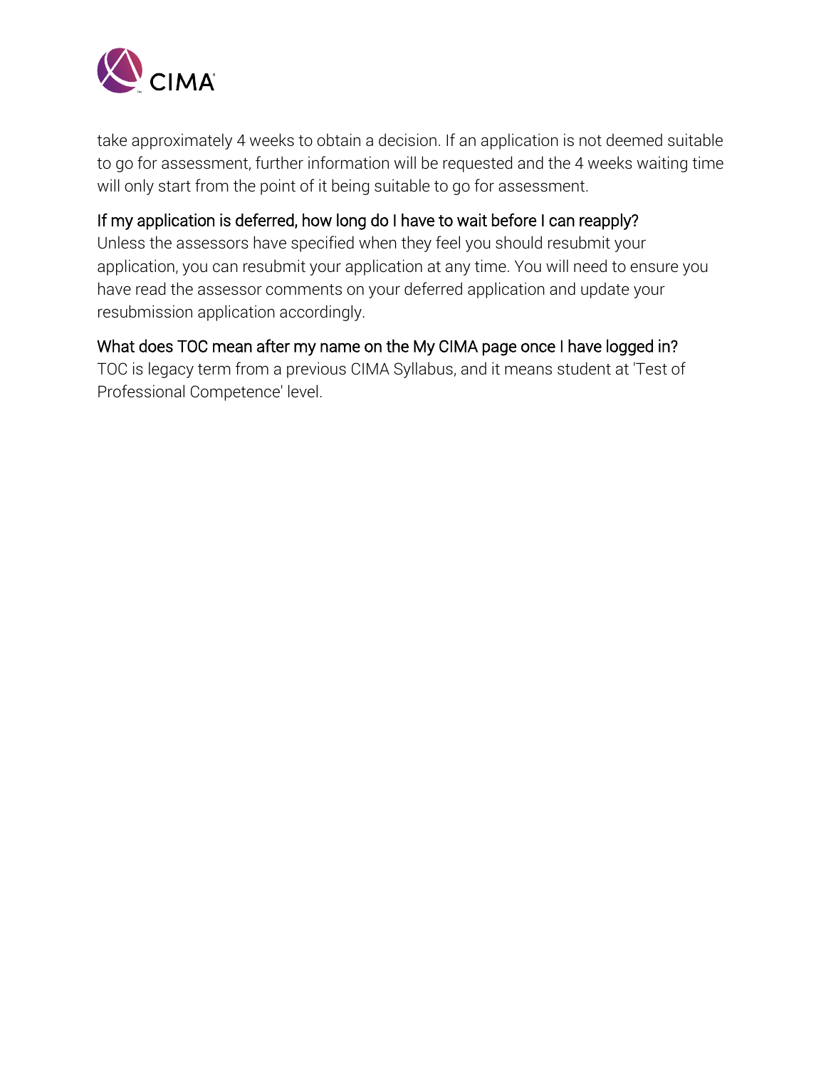take approximately 4 weeks to obtain a decision. If an application is not deemed suitable to go for assessment, further information will be requested and the 4 weeks waiting time will only start from the point of it being suitable to go for assessment.

### If my application is deferred, how long do I have to wait before I can reapply?

Unless the assessors have specified when they feel you should resubmit your application, you can resubmit your application at any time. You will need to ensure you have read the assessor comments on your deferred application and update your resubmission application accordingly.

### What does TOC mean after my name on the My CIMA page once I have logged in?

TOC is legacy term from a previous CIMA Syllabus, and it means student at 'Test of Professional Competence' level.